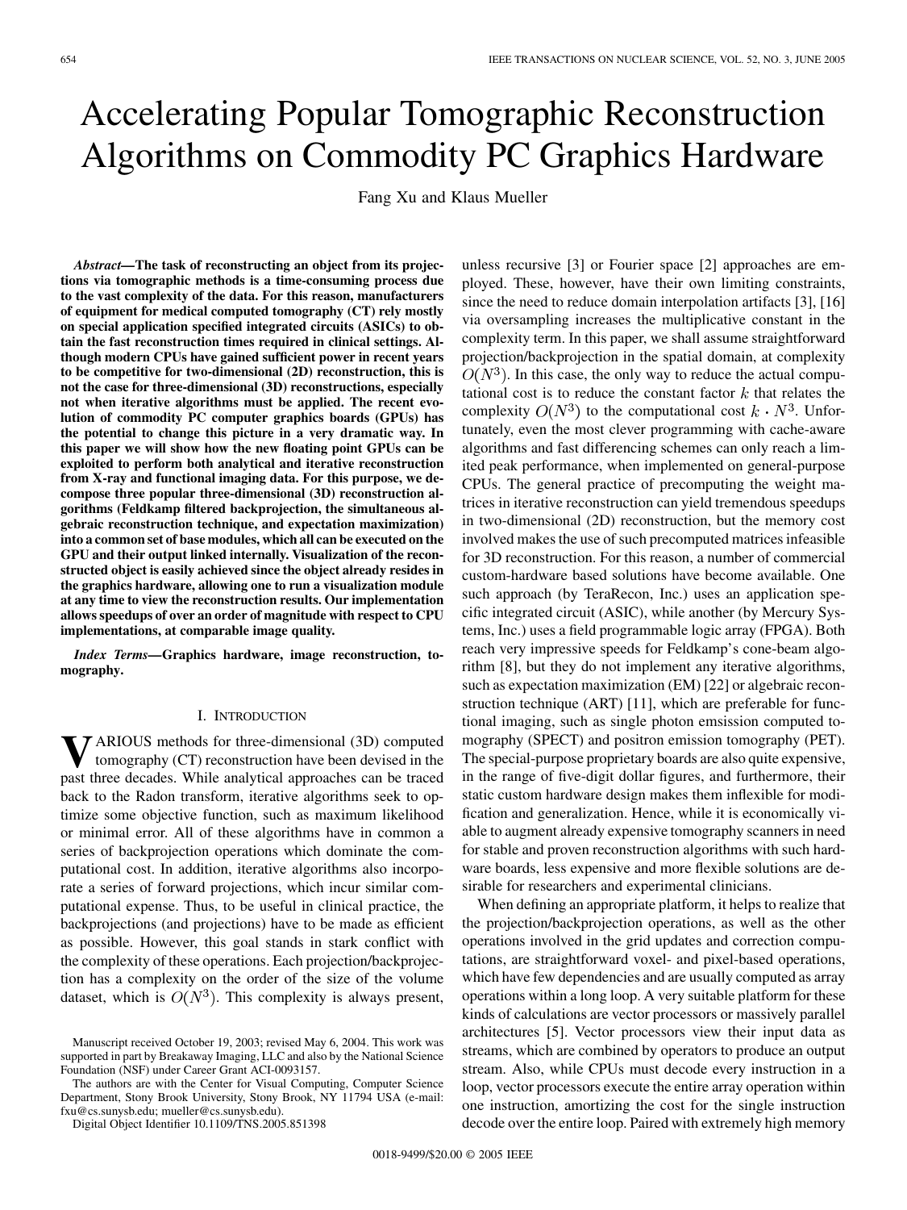# Accelerating Popular Tomographic Reconstruction Algorithms on Commodity PC Graphics Hardware

Fang Xu and Klaus Mueller

***Abstract*—The task of reconstructing an object from its projections via tomographic methods is a time-consuming process due to the vast complexity of the data. For this reason, manufacturers of equipment for medical computed tomography (CT) rely mostly on special application specified integrated circuits (ASICs) to obtain the fast reconstruction times required in clinical settings. Although modern CPUs have gained sufficient power in recent years to be competitive for two-dimensional (2D) reconstruction, this is not the case for three-dimensional (3D) reconstructions, especially not when iterative algorithms must be applied. The recent evolution of commodity PC computer graphics boards (GPUs) has the potential to change this picture in a very dramatic way. In this paper we will show how the new floating point GPUs can be exploited to perform both analytical and iterative reconstruction from X-ray and functional imaging data. For this purpose, we decompose three popular three-dimensional (3D) reconstruction algorithms (Feldkamp filtered backprojection, the simultaneous algebraic reconstruction technique, and expectation maximization) into a common set of base modules, which all can be executed on the GPU and their output linked internally. Visualization of the reconstructed object is easily achieved since the object already resides in the graphics hardware, allowing one to run a visualization module at any time to view the reconstruction results. Our implementation allows speedups of over an order of magnitude with respect to CPU implementations, at comparable image quality.**

***Index Terms*—Graphics hardware, image reconstruction, tomography.**

## I. Introduction

Various methods for three-dimensional (3D) computed tomography (CT) reconstruction have been devised in the past three decades. While analytical approaches can be traced back to the Radon transform, iterative algorithms seek to optimize some objective function, such as maximum likelihood or minimal error. All of these algorithms have in common a series of backprojection operations which dominate the computational cost. In addition, iterative algorithms also incorporate a series of forward projections, which incur similar computational expense. Thus, to be useful in clinical practice, the backprojections (and projections) have to be made as efficient as possible. However, this goal stands in stark conflict with the complexity of these operations. Each projection/backprojection has a complexity on the order of the size of the volume dataset, which is $O(N^3)$. This complexity is always present, unless recursive [3] or Fourier space [2] approaches are employed. These, however, have their own limiting constraints, since the need to reduce domain interpolation artifacts [3], [16] via oversampling increases the multiplicative constant in the complexity term. In this paper, we shall assume straightforward projection/backprojection in the spatial domain, at complexity $O(N^3)$. In this case, the only way to reduce the actual computational cost is to reduce the constant factor $k$ that relates the complexity $O(N^3)$ to the computational cost $k \cdot N^3$. Unfortunately, even the most clever programming with cache-aware algorithms and fast differencing schemes can only reach a limited peak performance, when implemented on general-purpose CPUs. The general practice of precomputing the weight matrices in iterative reconstruction can yield tremendous speedups in two-dimensional (2D) reconstruction, but the memory cost involved makes the use of such precomputed matrices infeasible for 3D reconstruction. For this reason, a number of commercial custom-hardware based solutions have become available. One such approach (by TeraRecon, Inc.) uses an application specific integrated circuit (ASIC), while another (by Mercury Systems, Inc.) uses a field programmable logic array (FPGA). Both reach very impressive speeds for Feldkamp's cone-beam algorithm [8], but they do not implement any iterative algorithms, such as expectation maximization (EM) [22] or algebraic reconstruction technique (ART) [11], which are preferable for functional imaging, such as single photon emsission computed tomography (SPECT) and positron emission tomography (PET). The special-purpose proprietary boards are also quite expensive, in the range of five-digit dollar figures, and furthermore, their static custom hardware design makes them inflexible for modification and generalization. Hence, while it is economically viable to augment already expensive tomography scanners in need for stable and proven reconstruction algorithms with such hardware boards, less expensive and more flexible solutions are desirable for researchers and experimental clinicians.

When defining an appropriate platform, it helps to realize that the projection/backprojection operations, as well as the other operations involved in the grid updates and correction computations, are straightforward voxel- and pixel-based operations, which have few dependencies and are usually computed as array operations within a long loop. A very suitable platform for these kinds of calculations are vector processors or massively parallel architectures [5]. Vector processors view their input data as streams, which are combined by operators to produce an output stream. Also, while CPUs must decode every instruction in a loop, vector processors execute the entire array operation within one instruction, amortizing the cost for the single instruction decode over the entire loop. Paired with extremely high memory

Manuscript received October 19, 2003; revised May 6, 2004. This work was supported in part by Breakaway Imaging, LLC and also by the National Science Foundation (NSF) under Career Grant ACI-0093157.

The authors are with the Center for Visual Computing, Computer Science Department, Stony Brook University, Stony Brook, NY 11794 USA (e-mail: fxu@cs.sunysb.edu; mueller@cs.sunysb.edu).

Digital Object Identifier 10.1109/TNS.2005.851398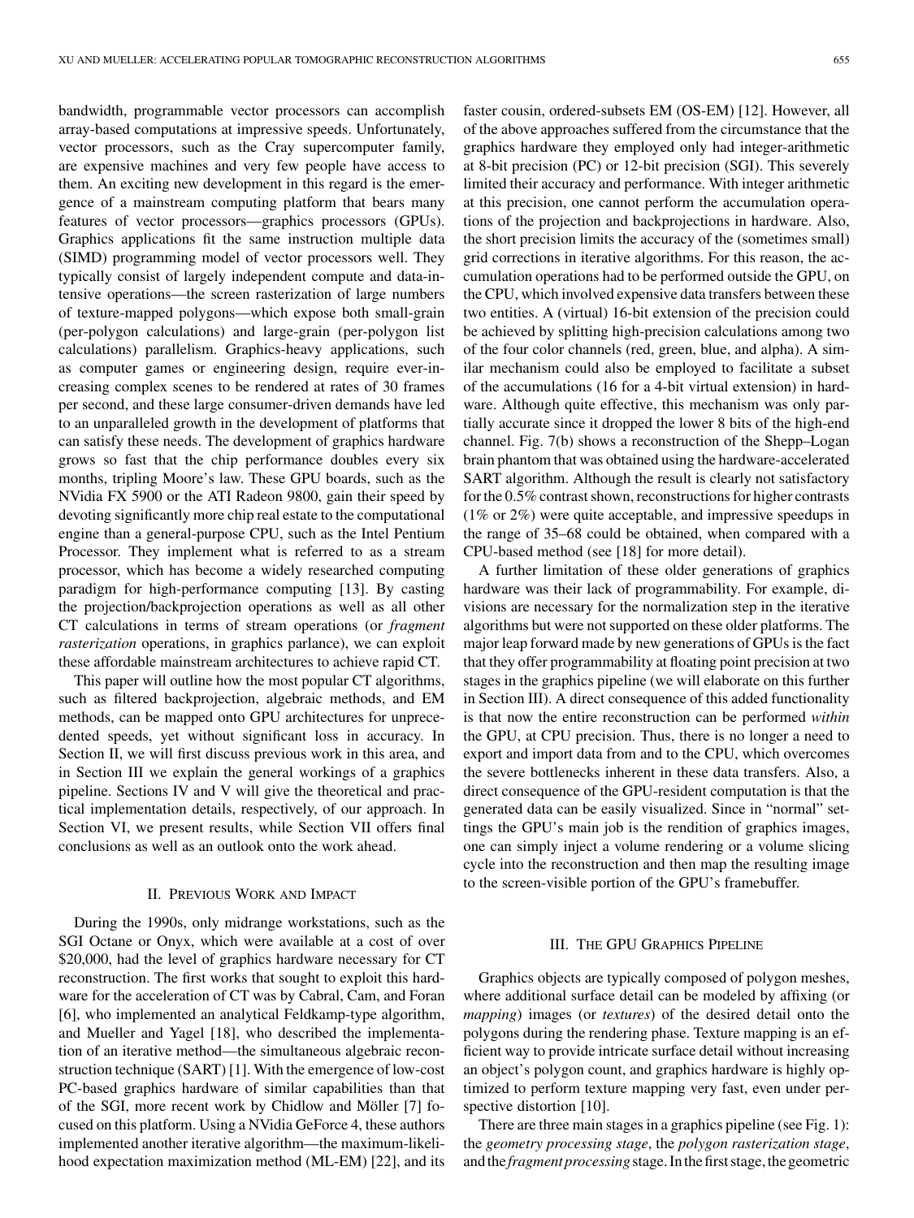bandwidth, programmable vector processors can accomplish array-based computations at impressive speeds. Unfortunately, vector processors, such as the Cray supercomputer family, are expensive machines and very few people have access to them. An exciting new development in this regard is the emergence of a mainstream computing platform that bears many features of vector processors—graphics processors (GPUs). Graphics applications fit the same instruction multiple data (SIMD) programming model of vector processors well. They typically consist of largely independent compute and data-intensive operations—the screen rasterization of large numbers of texture-mapped polygons—which expose both small-grain (per-polygon calculations) and large-grain (per-polygon list calculations) parallelism. Graphics-heavy applications, such as computer games or engineering design, require ever-increasing complex scenes to be rendered at rates of 30 frames per second, and these large consumer-driven demands have led to an unparalleled growth in the development of platforms that can satisfy these needs. The development of graphics hardware grows so fast that the chip performance doubles every six months, tripling Moore's law. These GPU boards, such as the NVidia FX 5900 or the ATI Radeon 9800, gain their speed by devoting significantly more chip real estate to the computational engine than a general-purpose CPU, such as the Intel Pentium Processor. They implement what is referred to as a stream processor, which has become a widely researched computing paradigm for high-performance computing [13]. By casting the projection/backprojection operations as well as all other CT calculations in terms of stream operations (or *fragment rasterization* operations, in graphics parlance), we can exploit these affordable mainstream architectures to achieve rapid CT.

This paper will outline how the most popular CT algorithms, such as filtered backprojection, algebraic methods, and EM methods, can be mapped onto GPU architectures for unprecedented speeds, yet without significant loss in accuracy. In Section II, we will first discuss previous work in this area, and in Section III we explain the general workings of a graphics pipeline. Sections IV and V will give the theoretical and practical implementation details, respectively, of our approach. In Section VI, we present results, while Section VII offers final conclusions as well as an outlook onto the work ahead.

## II. Previous Work and Impact

During the 1990s, only midrange workstations, such as the SGI Octane or Onyx, which were available at a cost of over \$20,000, had the level of graphics hardware necessary for CT reconstruction. The first works that sought to exploit this hardware for the acceleration of CT was by Cabral, Cam, and Foran [6], who implemented an analytical Feldkamp-type algorithm, and Mueller and Yagel [18], who described the implementation of an iterative method—the simultaneous algebraic reconstruction technique (SART) [1]. With the emergence of low-cost PC-based graphics hardware of similar capabilities than that of the SGI, more recent work by Chidlow and Möller [7] focused on this platform. Using a NVidia GeForce 4, these authors implemented another iterative algorithm—the maximum-likelihood expectation maximization method (ML-EM) [22], and its faster cousin, ordered-subsets EM (OS-EM) [12]. However, all of the above approaches suffered from the circumstance that the graphics hardware they employed only had integer-arithmetic at 8-bit precision (PC) or 12-bit precision (SGI). This severely limited their accuracy and performance. With integer arithmetic at this precision, one cannot perform the accumulation operations of the projection and backprojections in hardware. Also, the short precision limits the accuracy of the (sometimes small) grid corrections in iterative algorithms. For this reason, the accumulation operations had to be performed outside the GPU, on the CPU, which involved expensive data transfers between these two entities. A (virtual) 16-bit extension of the precision could be achieved by splitting high-precision calculations among two of the four color channels (red, green, blue, and alpha). A similar mechanism could also be employed to facilitate a subset of the accumulations (16 for a 4-bit virtual extension) in hardware. Although quite effective, this mechanism was only partially accurate since it dropped the lower 8 bits of the high-end channel. Fig. 7(b) shows a reconstruction of the Shepp–Logan brain phantom that was obtained using the hardware-accelerated SART algorithm. Although the result is clearly not satisfactory for the 0.5% contrast shown, reconstructions for higher contrasts (1% or 2%) were quite acceptable, and impressive speedups in the range of 35–68 could be obtained, when compared with a CPU-based method (see [18] for more detail).

A further limitation of these older generations of graphics hardware was their lack of programmability. For example, divisions are necessary for the normalization step in the iterative algorithms but were not supported on these older platforms. The major leap forward made by new generations of GPUs is the fact that they offer programmability at floating point precision at two stages in the graphics pipeline (we will elaborate on this further in Section III). A direct consequence of this added functionality is that now the entire reconstruction can be performed *within* the GPU, at CPU precision. Thus, there is no longer a need to export and import data from and to the CPU, which overcomes the severe bottlenecks inherent in these data transfers. Also, a direct consequence of the GPU-resident computation is that the generated data can be easily visualized. Since in "normal" settings the GPU's main job is the rendition of graphics images, one can simply inject a volume rendering or a volume slicing cycle into the reconstruction and then map the resulting image to the screen-visible portion of the GPU's framebuffer.

## III. The GPU Graphics Pipeline

Graphics objects are typically composed of polygon meshes, where additional surface detail can be modeled by affixing (or *mapping*) images (or *textures*) of the desired detail onto the polygons during the rendering phase. Texture mapping is an efficient way to provide intricate surface detail without increasing an object's polygon count, and graphics hardware is highly optimized to perform texture mapping very fast, even under perspective distortion [10].

There are three main stages in a graphics pipeline (see Fig. 1): the *geometry processing stage*, the *polygon rasterization stage*, and the *fragment processing* stage. In the first stage, the geometric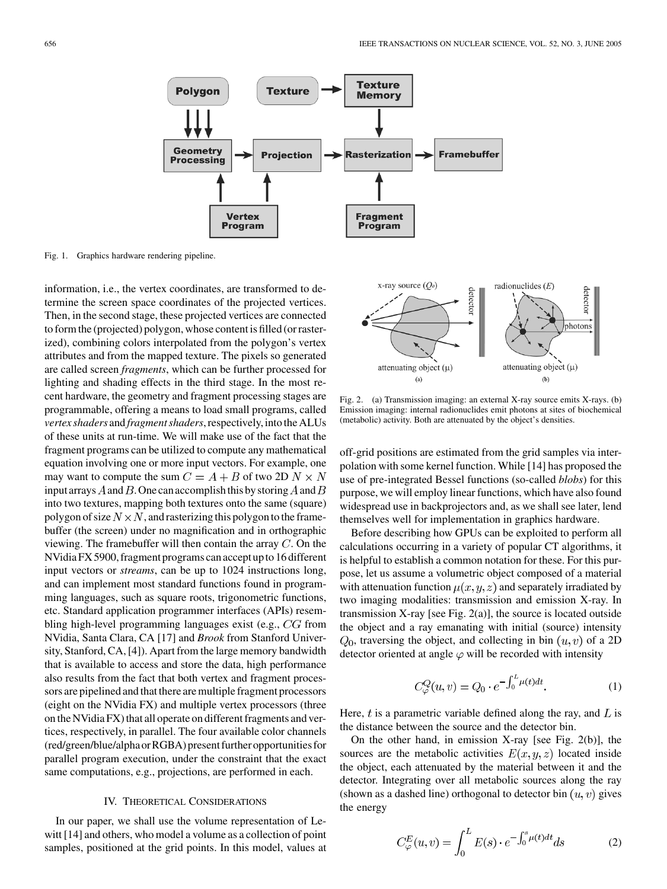Fig. 1. Graphics hardware rendering pipeline.

information, i.e., the vertex coordinates, are transformed to determine the screen space coordinates of the projected vertices. Then, in the second stage, these projected vertices are connected to form the (projected) polygon, whose content is filled (or rasterized), combining colors interpolated from the polygon's vertex attributes and from the mapped texture. The pixels so generated are called screen *fragments*, which can be further processed for lighting and shading effects in the third stage. In the most recent hardware, the geometry and fragment processing stages are programmable, offering a means to load small programs, called *vertex shaders* and *fragment shaders*, respectively, into the ALUs of these units at run-time. We will make use of the fact that the fragment programs can be utilized to compute any mathematical equation involving one or more input vectors. For example, one may want to compute the sum $C = A + B$ of two 2D $N \times N$ input arrays $A$ and $B$. One can accomplish this by storing $A$ and $B$ into two textures, mapping both textures onto the same (square) polygon of size $N \times N$, and rasterizing this polygon to the framebuffer (the screen) under no magnification and in orthographic viewing. The framebuffer will then contain the array $C$. On the NVidia FX 5900, fragment programs can accept up to 16 different input vectors or *streams*, can be up to 1024 instructions long, and can implement most standard functions found in programming languages, such as square roots, trigonometric functions, etc. Standard application programmer interfaces (APIs) resembling high-level programming languages exist (e.g., *CG* from NVidia, Santa Clara, CA [17] and *Brook* from Stanford University, Stanford, CA, [4]). Apart from the large memory bandwidth that is available to access and store the data, high performance also results from the fact that both vertex and fragment processors are pipelined and that there are multiple fragment processors (eight on the NVidia FX) and multiple vertex processors (three on the NVidia FX) that all operate on different fragments and vertices, respectively, in parallel. The four available color channels (red/green/blue/alpha or RGBA) present further opportunities for parallel program execution, under the constraint that the exact same computations, e.g., projections, are performed in each.

## IV. Theoretical Considerations

In our paper, we shall use the volume representation of Lewitt [14] and others, who model a volume as a collection of point samples, positioned at the grid points. In this model, values at off-grid positions are estimated from the grid samples via interpolation with some kernel function. While [14] has proposed the use of pre-integrated Bessel functions (so-called *blobs*) for this purpose, we will employ linear functions, which have also found widespread use in backprojectors and, as we shall see later, lend themselves well for implementation in graphics hardware.

Fig. 2. (a) Transmission imaging: an external X-ray source emits X-rays. (b) Emission imaging: internal radionuclides emit photons at sites of biochemical (metabolic) activity. Both are attenuated by the object's densities.

Before describing how GPUs can be exploited to perform all calculations occurring in a variety of popular CT algorithms, it is helpful to establish a common notation for these. For this purpose, let us assume a volumetric object composed of a material with attenuation function $\mu(x, y, z)$ and separately irradiated by two imaging modalities: transmission and emission X-ray. In transmission X-ray [see Fig. 2(a)], the source is located outside the object and a ray emanating with initial (source) intensity $Q_0$, traversing the object, and collecting in bin $(u, v)$ of a 2D detector oriented at angle $\varphi$ will be recorded with intensity

$$C_{\varphi}^{Q}(u, v) = Q_0 \cdot e^{-\int_0^L \mu(t) dt}. \tag{1}$$

Here, $t$ is a parametric variable defined along the ray, and $L$ is the distance between the source and the detector bin.

On the other hand, in emission X-ray [see Fig. 2(b)], the sources are the metabolic activities $E(x, y, z)$ located inside the object, each attenuated by the material between it and the detector. Integrating over all metabolic sources along the ray (shown as a dashed line) orthogonal to detector bin $(u, v)$ gives the energy

$$C_{\varphi}^{E}(u, v) = \int_0^L E(s) \cdot e^{-\int_0^s \mu(t) dt} ds \tag{2}$$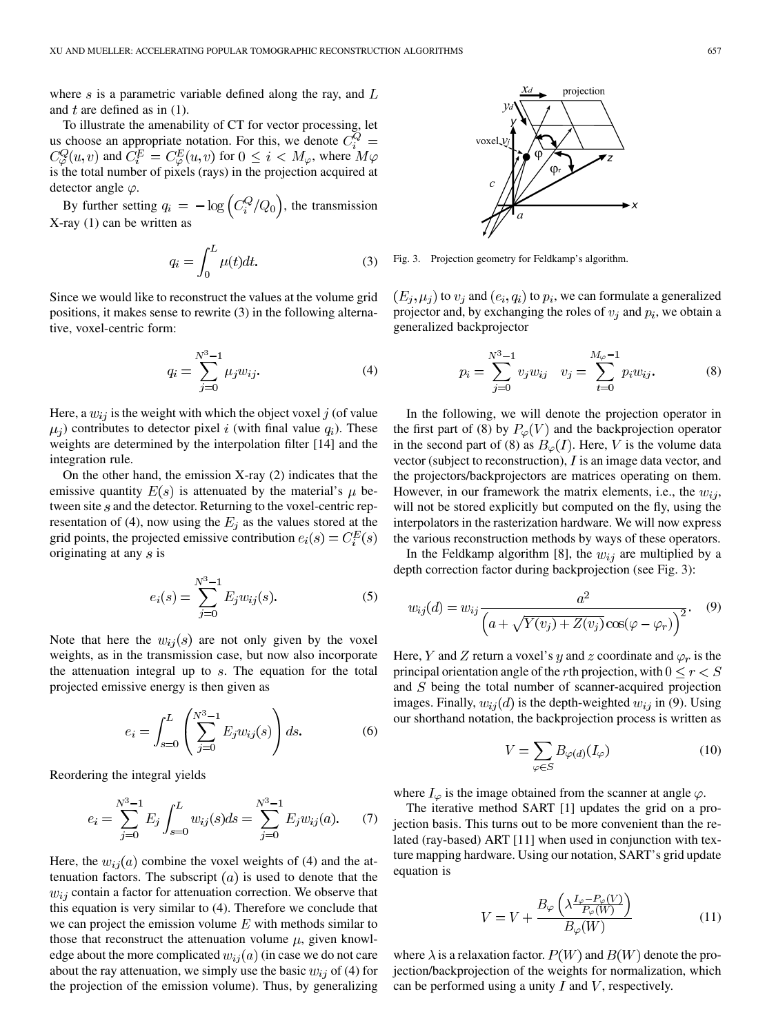where $s$ is a parametric variable defined along the ray, and $L$ and $t$ are defined as in (1).

To illustrate the amenability of CT for vector processing, let us choose an appropriate notation. For this, we denote $C_i^Q = C_\varphi^Q(u,v)$ and $C_i^E = C_\varphi^E(u,v)$ for $0 \le i < M_\varphi$, where $M\varphi$ is the total number of pixels (rays) in the projection acquired at detector angle $\varphi$.

By further setting $q_i = -\log\left(C_i^Q/Q_0\right)$, the transmission X-ray (1) can be written as

$$q_i = \int_0^L \mu(t)dt. \tag{3}$$

Since we would like to reconstruct the values at the volume grid positions, it makes sense to rewrite (3) in the following alternative, voxel-centric form:

$$q_i = \sum_{j=0}^{N^3-1} \mu_j w_{ij}. \tag{4}$$

Here, a $w_{ij}$ is the weight with which the object voxel $j$ (of value $\mu_j$) contributes to detector pixel $i$ (with final value $q_i$). These weights are determined by the interpolation filter [14] and the integration rule.

On the other hand, the emission X-ray (2) indicates that the emissive quantity $E(s)$ is attenuated by the material's $\mu$ between site $s$ and the detector. Returning to the voxel-centric representation of (4), now using the $E_j$ as the values stored at the grid points, the projected emissive contribution $e_i(s) = C_i^E(s)$ originating at any $s$ is

$$e_i(s) = \sum_{j=0}^{N^3-1} E_j w_{ij}(s). \tag{5}$$

Note that here the $w_{ij}(s)$ are not only given by the voxel weights, as in the transmission case, but now also incorporate the attenuation integral up to $s$. The equation for the total projected emissive energy is then given as

$$e_i = \int_{s=0}^{L} \left( \sum_{j=0}^{N^3-1} E_j w_{ij}(s) \right) ds. \tag{6}$$

Reordering the integral yields

$$e_i = \sum_{j=0}^{N^3-1} E_j \int_{s=0}^{L} w_{ij}(s)ds = \sum_{j=0}^{N^3-1} E_j w_{ij}(a). \tag{7}$$

Here, the $w_{ij}(a)$ combine the voxel weights of (4) and the attenuation factors. The subscript $(a)$ is used to denote that the $w_{ij}$ contain a factor for attenuation correction. We observe that this equation is very similar to (4). Therefore we conclude that we can project the emission volume $E$ with methods similar to those that reconstruct the attenuation volume $\mu$, given knowledge about the more complicated $w_{ij}(a)$ (in case we do not care about the ray attenuation, we simply use the basic $w_{ij}$ of (4) for the projection of the emission volume). Thus, by generalizing $(E_j, \mu_j)$ to $v_j$ and $(e_i, q_i)$ to $p_i$, we can formulate a generalized projector and, by exchanging the roles of $v_j$ and $p_i$, we obtain a generalized backprojector

Fig. 3. Projection geometry for Feldkamp's algorithm.

$$p_i = \sum_{j=0}^{N^3-1} v_j w_{ij} \quad v_j = \sum_{t=0}^{M_\varphi-1} p_i w_{ij}. \tag{8}$$

In the following, we will denote the projection operator in the first part of (8) by $P_\varphi(V)$ and the backprojection operator in the second part of (8) as $B_\varphi(I)$. Here, $V$ is the volume data vector (subject to reconstruction), $I$ is an image data vector, and the projectors/backprojectors are matrices operating on them. However, in our framework the matrix elements, i.e., the $w_{ij}$, will not be stored explicitly but computed on the fly, using the interpolators in the rasterization hardware. We will now express the various reconstruction methods by ways of these operators.

In the Feldkamp algorithm [8], the $w_{ij}$ are multiplied by a depth correction factor during backprojection (see Fig. 3):

$$w_{ij}(d) = w_{ij} \frac{a^2}{\left(a + \sqrt{Y(v_j) + Z(v_j)} \cos(\varphi - \varphi_r)\right)^2}. \tag{9}$$

Here, $Y$ and $Z$ return a voxel's $y$ and $z$ coordinate and $\varphi_r$ is the principal orientation angle of the $r$th projection, with $0 \le r < S$ and $S$ being the total number of scanner-acquired projection images. Finally, $w_{ij}(d)$ is the depth-weighted $w_{ij}$ in (9). Using our shorthand notation, the backprojection process is written as

$$V = \sum_{\varphi \in S} B_{\varphi(d)}(I_\varphi) \tag{10}$$

where $I_\varphi$ is the image obtained from the scanner at angle $\varphi$.

The iterative method SART [1] updates the grid on a projection basis. This turns out to be more convenient than the related (ray-based) ART [11] when used in conjunction with texture mapping hardware. Using our notation, SART's grid update equation is

$$V = V + \frac{B_\varphi\left(\lambda \frac{I_\varphi - P_\varphi(V)}{P_\varphi(W)}\right)}{B_\varphi(W)} \tag{11}$$

where $\lambda$ is a relaxation factor. $P(W)$ and $B(W)$ denote the projection/backprojection of the weights for normalization, which can be performed using a unity $I$ and $V$, respectively.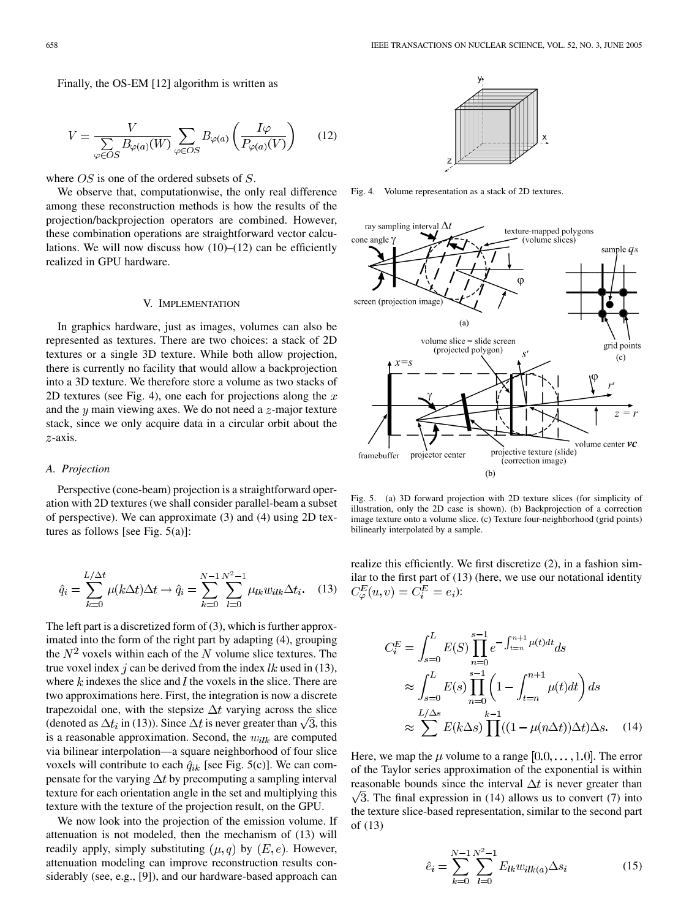Finally, the OS-EM [12] algorithm is written as

$$V = \frac{V}{\sum_{\varphi \in OS} B_{\varphi(a)}(W)} \sum_{\varphi \in OS} B_{\varphi(a)} \left( \frac{I\varphi}{P_{\varphi(a)}(V)} \right) \quad (12)$$

where $OS$ is one of the ordered subsets of $S$.

We observe that, computationwise, the only real difference among these reconstruction methods is how the results of the projection/backprojection operators are combined. However, these combination operations are straightforward vector calculations. We will now discuss how (10)–(12) can be efficiently realized in GPU hardware.

## V. Implementation

In graphics hardware, just as images, volumes can also be represented as textures. There are two choices: a stack of 2D textures or a single 3D texture. While both allow projection, there is currently no facility that would allow a backprojection into a 3D texture. We therefore store a volume as two stacks of 2D textures (see Fig. 4), one each for projections along the $x$ and the $y$ main viewing axes. We do not need a $z$-major texture stack, since we only acquire data in a circular orbit about the $z$-axis.

Fig. 4. Volume representation as a stack of 2D textures.

### A. Projection

Perspective (cone-beam) projection is a straightforward operation with 2D textures (we shall consider parallel-beam a subset of perspective). We can approximate (3) and (4) using 2D textures as follows [see Fig. 5(a)]:

$$\hat{q}_i = \sum_{k=0}^{L/\Delta t} \mu(k\Delta t)\Delta t \rightarrow \hat{q}_i = \sum_{k=0}^{N-1} \sum_{l=0}^{N^2-1} \mu_{lk} w_{ilk} \Delta t_i. \quad (13)$$

The left part is a discretized form of (3), which is further approximated into the form of the right part by adapting (4), grouping the $N^2$ voxels within each of the $N$ volume slice textures. The true voxel index $j$ can be derived from the index $lk$ used in (13), where $k$ indexes the slice and $l$ the voxels in the slice. There are two approximations here. First, the integration is now a discrete trapezoidal one, with the stepsize $\Delta t$ varying across the slice (denoted as $\Delta t_i$ in (13)). Since $\Delta t$ is never greater than $\sqrt{3}$, this is a reasonable approximation. Second, the $w_{ilk}$ are computed via bilinear interpolation—a square neighborhood of four slice voxels will contribute to each $\hat{q}_{ik}$ [see Fig. 5(c)]. We can compensate for the varying $\Delta t$ by precomputing a sampling interval texture for each orientation angle in the set and multiplying this texture with the texture of the projection result, on the GPU.

We now look into the projection of the emission volume. If attenuation is not modeled, then the mechanism of (13) will readily apply, simply substituting $(\mu, q)$ by $(E, e)$. However, attenuation modeling can improve reconstruction results considerably (see, e.g., [9]), and our hardware-based approach can realize this efficiently. We first discretize (2), in a fashion similar to the first part of (13) (here, we use our notational identity $C_{\varphi}^{E}(u,v) = C_i^E = e_i$):

Fig. 5. (a) 3D forward projection with 2D texture slices (for simplicity of illustration, only the 2D case is shown). (b) Backprojection of a correction image texture onto a volume slice. (c) Texture four-neighborhood (grid points) bilinearly interpolated by a sample.

$$\begin{aligned} C_i^E &= \int_{s=0}^{L} E(S) \prod_{n=0}^{s-1} e^{-\int_{t=n}^{n+1} \mu(t)dt} ds \\ &\approx \int_{s=0}^{L} E(s) \prod_{n=0}^{s-1} \left(1 - \int_{t=n}^{n+1} \mu(t)dt\right) ds \\ &\approx \sum_{k=0}^{L/\Delta s} E(k\Delta s) \prod_{n=0}^{k-1} ((1 - \mu(n\Delta t))\Delta t)\Delta s. \end{aligned} \quad (14)$$

Here, we map the $\mu$ volume to a range $[0.0, \ldots, 1.0]$. The error of the Taylor series approximation of the exponential is within reasonable bounds since the interval $\Delta t$ is never greater than $\sqrt{3}$. The final expression in (14) allows us to convert (7) into the texture slice-based representation, similar to the second part of (13)

$$\hat{e}_i = \sum_{k=0}^{N-1} \sum_{l=0}^{N^2-1} E_{lk} w_{ilk(a)} \Delta s_i \quad (15)$$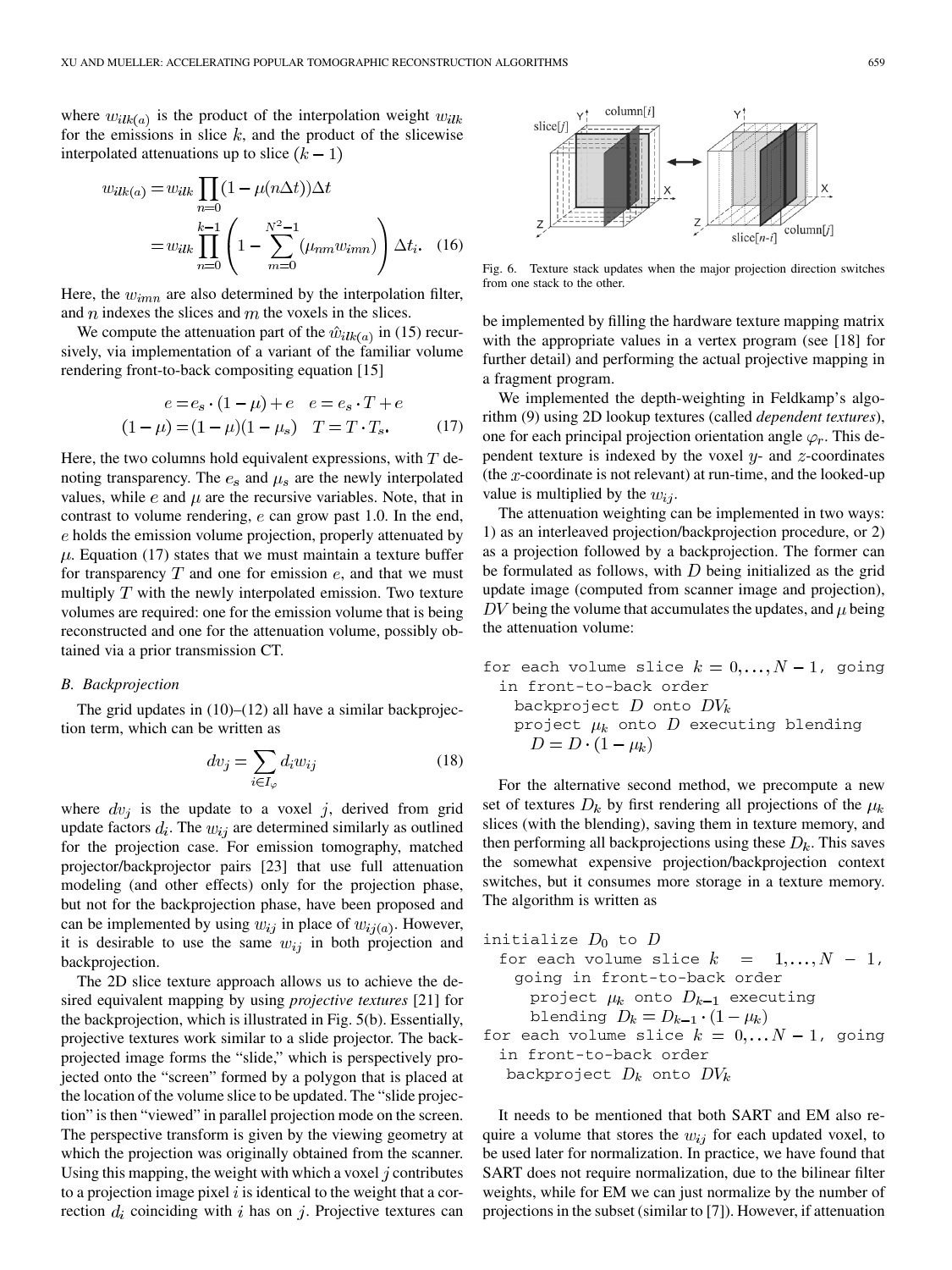where $w_{ilk(a)}$ is the product of the interpolation weight $w_{ilk}$ for the emissions in slice $k$, and the product of the slicewise interpolated attenuations up to slice $(k-1)$

$$
\begin{aligned}
w_{ilk(a)} &= w_{ilk} \prod_{n=0} (1 - \mu(n\Delta t))\Delta t \\
&= w_{ilk} \prod_{n=0}^{k-1} \left( 1 - \sum_{m=0}^{N^2-1} (\mu_{nm} w_{imn}) \right) \Delta t_i. \quad (16)
\end{aligned}
$$

Here, the $w_{imn}$ are also determined by the interpolation filter, and $n$ indexes the slices and $m$ the voxels in the slices.

We compute the attenuation part of the $\hat{w}_{ilk(a)}$ in (15) recursively, via implementation of a variant of the familiar volume rendering front-to-back compositing equation [15]

$$
\begin{aligned}
e &= e_s \cdot (1-\mu) + e \quad & e &= e_s \cdot T + e \\
(1-\mu) &= (1-\mu)(1-\mu_s) \quad & T &= T \cdot T_s. \quad (17)
\end{aligned}
$$

Here, the two columns hold equivalent expressions, with $T$ denoting transparency. The $e_s$ and $\mu_s$ are the newly interpolated values, while $e$ and $\mu$ are the recursive variables. Note, that in contrast to volume rendering, $e$ can grow past 1.0. In the end, $e$ holds the emission volume projection, properly attenuated by $\mu$. Equation (17) states that we must maintain a texture buffer for transparency $T$ and one for emission $e$, and that we must multiply $T$ with the newly interpolated emission. Two texture volumes are required: one for the emission volume that is being reconstructed and one for the attenuation volume, possibly obtained via a prior transmission CT.

### B. Backprojection

The grid updates in (10)–(12) all have a similar backprojection term, which can be written as

$$
dv_j = \sum_{i \in I_\varphi} d_i w_{ij} \quad (18)
$$

where $dv_j$ is the update to a voxel $j$, derived from grid update factors $d_i$. The $w_{ij}$ are determined similarly as outlined for the projection case. For emission tomography, matched projector/backprojector pairs [23] that use full attenuation modeling (and other effects) only for the projection phase, but not for the backprojection phase, have been proposed and can be implemented by using $w_{ij}$ in place of $w_{ij(a)}$. However, it is desirable to use the same $w_{ij}$ in both projection and backprojection.

The 2D slice texture approach allows us to achieve the desired equivalent mapping by using *projective textures* [21] for the backprojection, which is illustrated in Fig. 5(b). Essentially, projective textures work similar to a slide projector. The backprojected image forms the "slide," which is perspectively projected onto the "screen" formed by a polygon that is placed at the location of the volume slice to be updated. The "slide projection" is then "viewed" in parallel projection mode on the screen. The perspective transform is given by the viewing geometry at which the projection was originally obtained from the scanner. Using this mapping, the weight with which a voxel $j$ contributes to a projection image pixel $i$ is identical to the weight that a correction $d_i$ coinciding with $i$ has on $j$. Projective textures can be implemented by filling the hardware texture mapping matrix with the appropriate values in a vertex program (see [18] for further detail) and performing the actual projective mapping in a fragment program.

Fig. 6. Texture stack updates when the major projection direction switches from one stack to the other.

We implemented the depth-weighting in Feldkamp's algorithm (9) using 2D lookup textures (called *dependent textures*), one for each principal projection orientation angle $\varphi_r$. This dependent texture is indexed by the voxel $y$- and $z$-coordinates (the $x$-coordinate is not relevant) at run-time, and the looked-up value is multiplied by the $w_{ij}$.

The attenuation weighting can be implemented in two ways: 1) as an interleaved projection/backprojection procedure, or 2) as a projection followed by a backprojection. The former can be formulated as follows, with $D$ being initialized as the grid update image (computed from scanner image and projection), $DV$ being the volume that accumulates the updates, and $\mu$ being the attenuation volume:

```
for each volume slice k = 0,...,N − 1, going
  in front-to-back order
    backproject D onto DV_k
    project μ_k onto D executing blending
      D = D · (1 − μ_k)
```

For the alternative second method, we precompute a new set of textures $D_k$ by first rendering all projections of the $\mu_k$ slices (with the blending), saving them in texture memory, and then performing all backprojections using these $D_k$. This saves the somewhat expensive projection/backprojection context switches, but it consumes more storage in a texture memory. The algorithm is written as

```
initialize D_0 to D
  for each volume slice k = 1,...,N − 1,
    going in front-to-back order
      project μ_k onto D_{k−1} executing
      blending D_k = D_{k−1} · (1 − μ_k)
for each volume slice k = 0,...N − 1, going
  in front-to-back order
   backproject D_k onto DV_k
```

It needs to be mentioned that both SART and EM also require a volume that stores the $w_{ij}$ for each updated voxel, to be used later for normalization. In practice, we have found that SART does not require normalization, due to the bilinear filter weights, while for EM we can just normalize by the number of projections in the subset (similar to [7]). However, if attenuation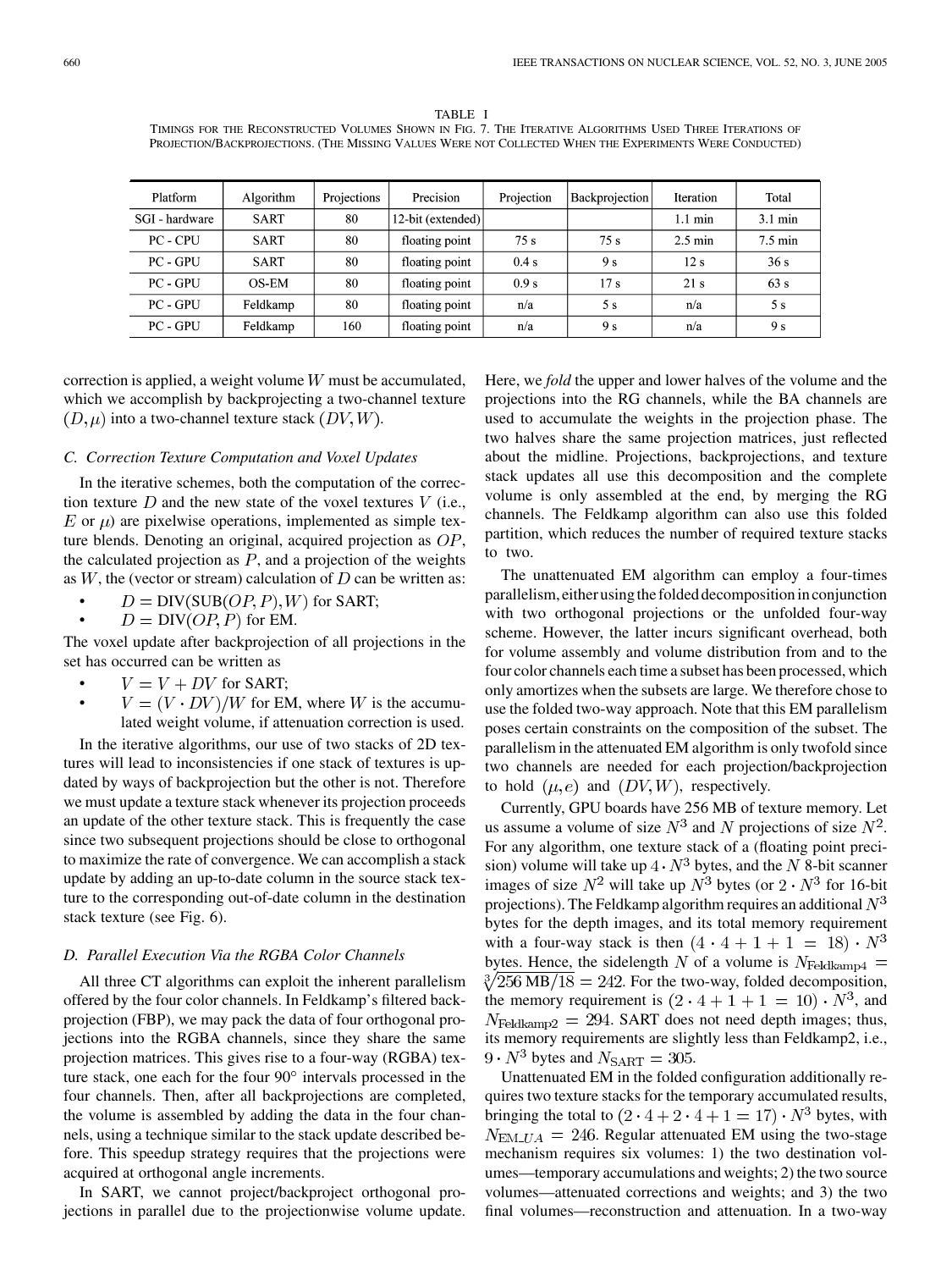TABLE I
TIMINGS FOR THE RECONSTRUCTED VOLUMES SHOWN IN FIG. 7. THE ITERATIVE ALGORITHMS USED THREE ITERATIONS OF PROJECTION/BACKPROJECTIONS. (THE MISSING VALUES WERE NOT COLLECTED WHEN THE EXPERIMENTS WERE CONDUCTED)

| Platform | Algorithm | Projections | Precision | Projection | Backprojection | Iteration | Total |
|---|---|---|---|---|---|---|---|
| SGI - hardware | SART | 80 | 12-bit (extended) | | | 1.1 min | 3.1 min |
| PC - CPU | SART | 80 | floating point | 75 s | 75 s | 2.5 min | 7.5 min |
| PC - GPU | SART | 80 | floating point | 0.4 s | 9 s | 12 s | 36 s |
| PC - GPU | OS-EM | 80 | floating point | 0.9 s | 17 s | 21 s | 63 s |
| PC - GPU | Feldkamp | 80 | floating point | n/a | 5 s | n/a | 5 s |
| PC - GPU | Feldkamp | 160 | floating point | n/a | 9 s | n/a | 9 s |

correction is applied, a weight volume $W$ must be accumulated, which we accomplish by backprojecting a two-channel texture $(D, \mu)$ into a two-channel texture stack $(DV, W)$.

### C. Correction Texture Computation and Voxel Updates

In the iterative schemes, both the computation of the correction texture $D$ and the new state of the voxel textures $V$ (i.e., $E$ or $\mu$) are pixelwise operations, implemented as simple texture blends. Denoting an original, acquired projection as $OP$, the calculated projection as $P$, and a projection of the weights as $W$, the (vector or stream) calculation of $D$ can be written as:

- $D = \mathrm{DIV}(\mathrm{SUB}(OP, P), W)$ for SART;
- $D = \mathrm{DIV}(OP, P)$ for EM.

The voxel update after backprojection of all projections in the set has occurred can be written as

- $V = V + DV$ for SART;
- $V = (V \cdot DV)/W$ for EM, where $W$ is the accumulated weight volume, if attenuation correction is used.

In the iterative algorithms, our use of two stacks of 2D textures will lead to inconsistencies if one stack of textures is updated by ways of backprojection but the other is not. Therefore we must update a texture stack whenever its projection proceeds an update of the other texture stack. This is frequently the case since two subsequent projections should be close to orthogonal to maximize the rate of convergence. We can accomplish a stack update by adding an up-to-date column in the source stack texture to the corresponding out-of-date column in the destination stack texture (see Fig. 6).

### D. Parallel Execution Via the RGBA Color Channels

All three CT algorithms can exploit the inherent parallelism offered by the four color channels. In Feldkamp's filtered backprojection (FBP), we may pack the data of four orthogonal projections into the RGBA channels, since they share the same projection matrices. This gives rise to a four-way (RGBA) texture stack, one each for the four 90° intervals processed in the four channels. Then, after all backprojections are completed, the volume is assembled by adding the data in the four channels, using a technique similar to the stack update described before. This speedup strategy requires that the projections were acquired at orthogonal angle increments.

In SART, we cannot project/backproject orthogonal projections in parallel due to the projectionwise volume update. Here, we *fold* the upper and lower halves of the volume and the projections into the RG channels, while the BA channels are used to accumulate the weights in the projection phase. The two halves share the same projection matrices, just reflected about the midline. Projections, backprojections, and texture stack updates all use this decomposition and the complete volume is only assembled at the end, by merging the RG channels. The Feldkamp algorithm can also use this folded partition, which reduces the number of required texture stacks to two.

The unattenuated EM algorithm can employ a four-times parallelism, either using the folded decomposition in conjunction with two orthogonal projections or the unfolded four-way scheme. However, the latter incurs significant overhead, both for volume assembly and volume distribution from and to the four color channels each time a subset has been processed, which only amortizes when the subsets are large. We therefore chose to use the folded two-way approach. Note that this EM parallelism poses certain constraints on the composition of the subset. The parallelism in the attenuated EM algorithm is only twofold since two channels are needed for each projection/backprojection to hold $(\mu, e)$ and $(DV, W)$, respectively.

Currently, GPU boards have 256 MB of texture memory. Let us assume a volume of size $N^3$ and $N$ projections of size $N^2$. For any algorithm, one texture stack of a (floating point precision) volume will take up $4 \cdot N^3$ bytes, and the $N$ 8-bit scanner images of size $N^2$ will take up $N^3$ bytes (or $2 \cdot N^3$ for 16-bit projections). The Feldkamp algorithm requires an additional $N^3$ bytes for the depth images, and its total memory requirement with a four-way stack is then $(4 \cdot 4 + 1 + 1 = 18) \cdot N^3$ bytes. Hence, the sidelength $N$ of a volume is $N_{\mathrm{Feldkamp4}} = \sqrt[3]{256\ \mathrm{MB}/18} = 242$. For the two-way, folded decomposition, the memory requirement is $(2 \cdot 4 + 1 + 1 = 10) \cdot N^3$, and $N_{\mathrm{Feldkamp2}} = 294$. SART does not need depth images; thus, its memory requirements are slightly less than Feldkamp2, i.e., $9 \cdot N^3$ bytes and $N_{\mathrm{SART}} = 305$.

Unattenuated EM in the folded configuration additionally requires two texture stacks for the temporary accumulated results, bringing the total to $(2 \cdot 4 + 2 \cdot 4 + 1 = 17) \cdot N^3$ bytes, with $N_{\mathrm{EM\_UA}} = 246$. Regular attenuated EM using the two-stage mechanism requires six volumes: 1) the two destination volumes—temporary accumulations and weights; 2) the two source volumes—attenuated corrections and weights; and 3) the two final volumes—reconstruction and attenuation. In a two-way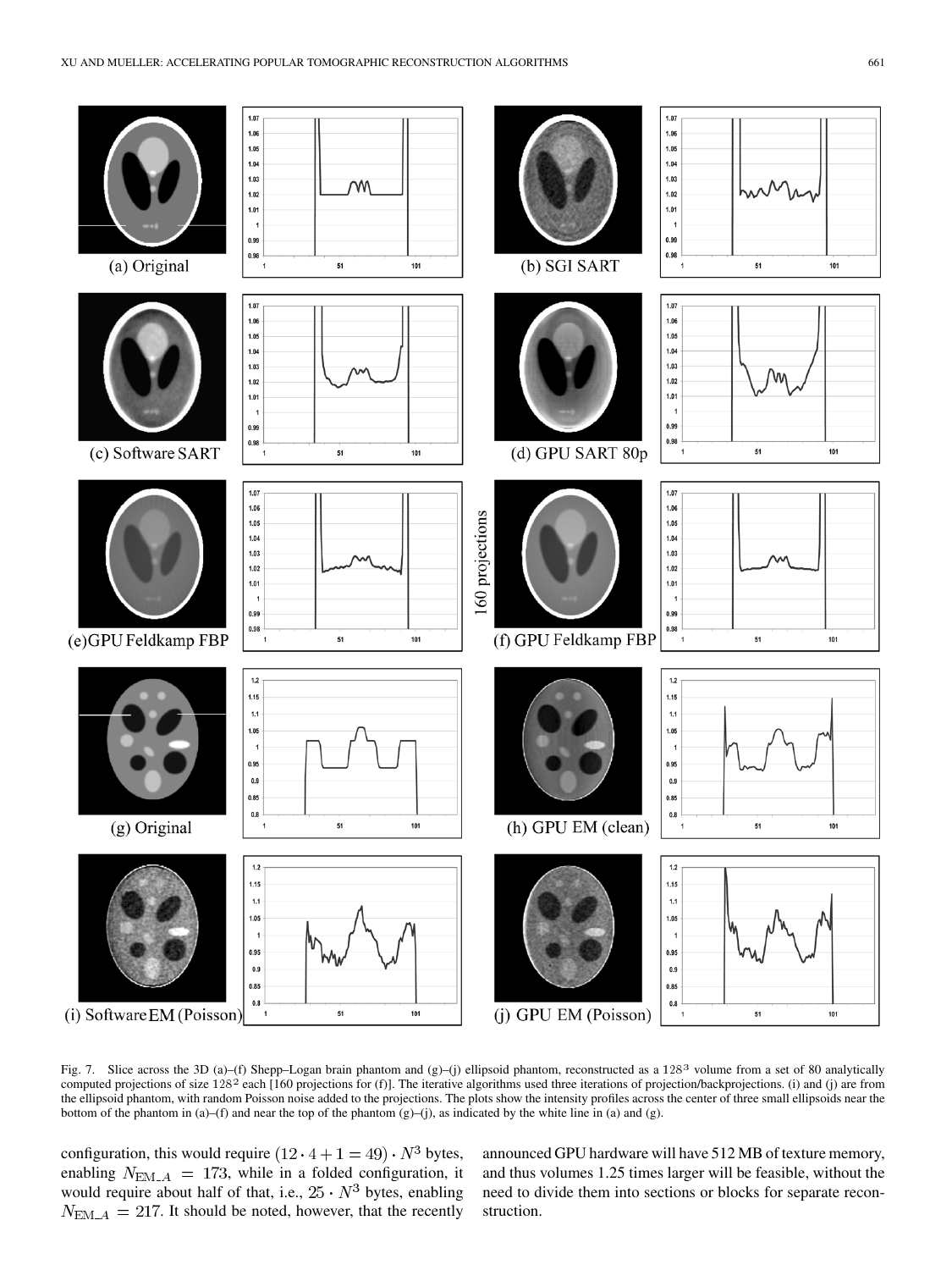Fig. 7. Slice across the 3D (a)–(f) Shepp–Logan brain phantom and (g)–(j) ellipsoid phantom, reconstructed as a $128^3$ volume from a set of 80 analytically computed projections of size $128^2$ each [160 projections for (f)]. The iterative algorithms used three iterations of projection/backprojections. (i) and (j) are from the ellipsoid phantom, with random Poisson noise added to the projections. The plots show the intensity profiles across the center of three small ellipsoids near the bottom of the phantom in (a)–(f) and near the top of the phantom (g)–(j), as indicated by the white line in (a) and (g).

configuration, this would require $(12 \cdot 4 + 1 = 49) \cdot N^3$ bytes, enabling $N_{\mathrm{EM\_}A} = 173$, while in a folded configuration, it would require about half of that, i.e., $25 \cdot N^3$ bytes, enabling $N_{\mathrm{EM\_}A} = 217$. It should be noted, however, that the recently announced GPU hardware will have 512 MB of texture memory, and thus volumes 1.25 times larger will be feasible, without the need to divide them into sections or blocks for separate reconstruction.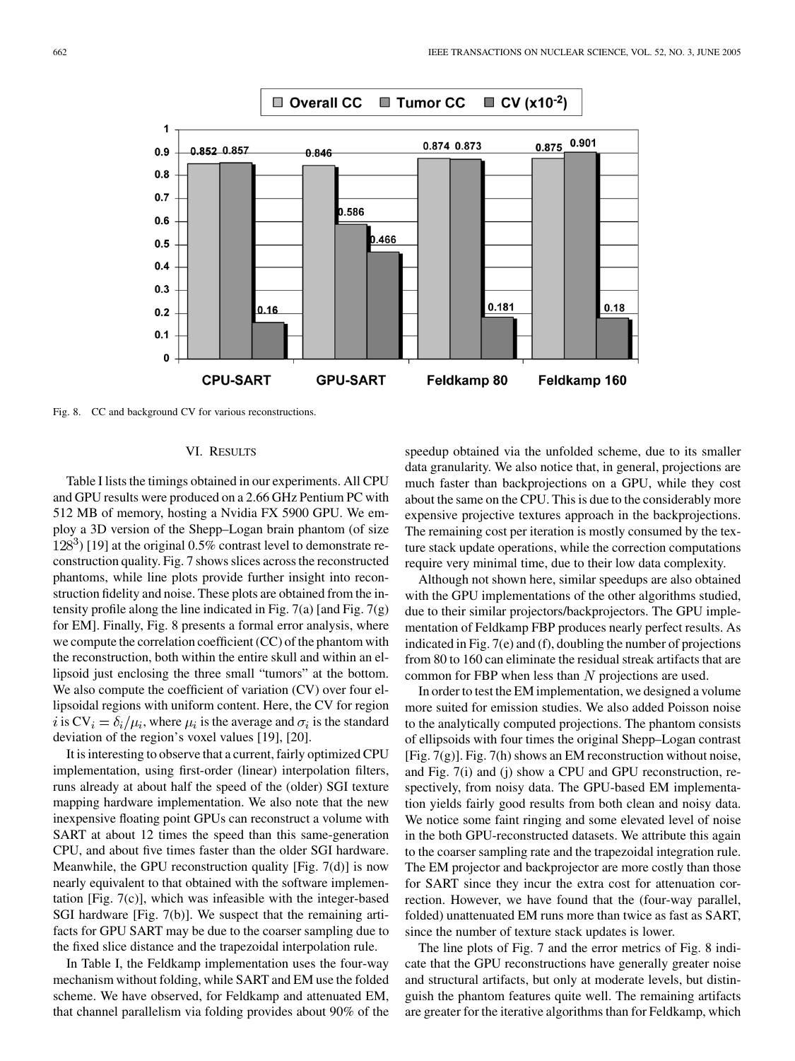Fig. 8. CC and background CV for various reconstructions.

## VI. RESULTS

Table I lists the timings obtained in our experiments. All CPU and GPU results were produced on a 2.66 GHz Pentium PC with 512 MB of memory, hosting a Nvidia FX 5900 GPU. We employ a 3D version of the Shepp–Logan brain phantom (of size $128^3$) [19] at the original 0.5% contrast level to demonstrate reconstruction quality. Fig. 7 shows slices across the reconstructed phantoms, while line plots provide further insight into reconstruction fidelity and noise. These plots are obtained from the intensity profile along the line indicated in Fig. 7(a) [and Fig. 7(g) for EM]. Finally, Fig. 8 presents a formal error analysis, where we compute the correlation coefficient (CC) of the phantom with the reconstruction, both within the entire skull and within an ellipsoid just enclosing the three small "tumors" at the bottom. We also compute the coefficient of variation (CV) over four ellipsoidal regions with uniform content. Here, the CV for region $i$ is $\mathrm{CV}_i = \delta_i/\mu_i$, where $\mu_i$ is the average and $\sigma_i$ is the standard deviation of the region's voxel values [19], [20].

It is interesting to observe that a current, fairly optimized CPU implementation, using first-order (linear) interpolation filters, runs already at about half the speed of the (older) SGI texture mapping hardware implementation. We also note that the new inexpensive floating point GPUs can reconstruct a volume with SART at about 12 times the speed than this same-generation CPU, and about five times faster than the older SGI hardware. Meanwhile, the GPU reconstruction quality [Fig. 7(d)] is now nearly equivalent to that obtained with the software implementation [Fig. 7(c)], which was infeasible with the integer-based SGI hardware [Fig. 7(b)]. We suspect that the remaining artifacts for GPU SART may be due to the coarser sampling due to the fixed slice distance and the trapezoidal interpolation rule.

In Table I, the Feldkamp implementation uses the four-way mechanism without folding, while SART and EM use the folded scheme. We have observed, for Feldkamp and attenuated EM, that channel parallelism via folding provides about 90% of the speedup obtained via the unfolded scheme, due to its smaller data granularity. We also notice that, in general, projections are much faster than backprojections on a GPU, while they cost about the same on the CPU. This is due to the considerably more expensive projective textures approach in the backprojections. The remaining cost per iteration is mostly consumed by the texture stack update operations, while the correction computations require very minimal time, due to their low data complexity.

Although not shown here, similar speedups are also obtained with the GPU implementations of the other algorithms studied, due to their similar projectors/backprojectors. The GPU implementation of Feldkamp FBP produces nearly perfect results. As indicated in Fig. 7(e) and (f), doubling the number of projections from 80 to 160 can eliminate the residual streak artifacts that are common for FBP when less than $N$ projections are used.

In order to test the EM implementation, we designed a volume more suited for emission studies. We also added Poisson noise to the analytically computed projections. The phantom consists of ellipsoids with four times the original Shepp–Logan contrast [Fig. 7(g)]. Fig. 7(h) shows an EM reconstruction without noise, and Fig. 7(i) and (j) show a CPU and GPU reconstruction, respectively, from noisy data. The GPU-based EM implementation yields fairly good results from both clean and noisy data. We notice some faint ringing and some elevated level of noise in the both GPU-reconstructed datasets. We attribute this again to the coarser sampling rate and the trapezoidal integration rule. The EM projector and backprojector are more costly than those for SART since they incur the extra cost for attenuation correction. However, we have found that the (four-way parallel, folded) unattenuated EM runs more than twice as fast as SART, since the number of texture stack updates is lower.

The line plots of Fig. 7 and the error metrics of Fig. 8 indicate that the GPU reconstructions have generally greater noise and structural artifacts, but only at moderate levels, but distinguish the phantom features quite well. The remaining artifacts are greater for the iterative algorithms than for Feldkamp, which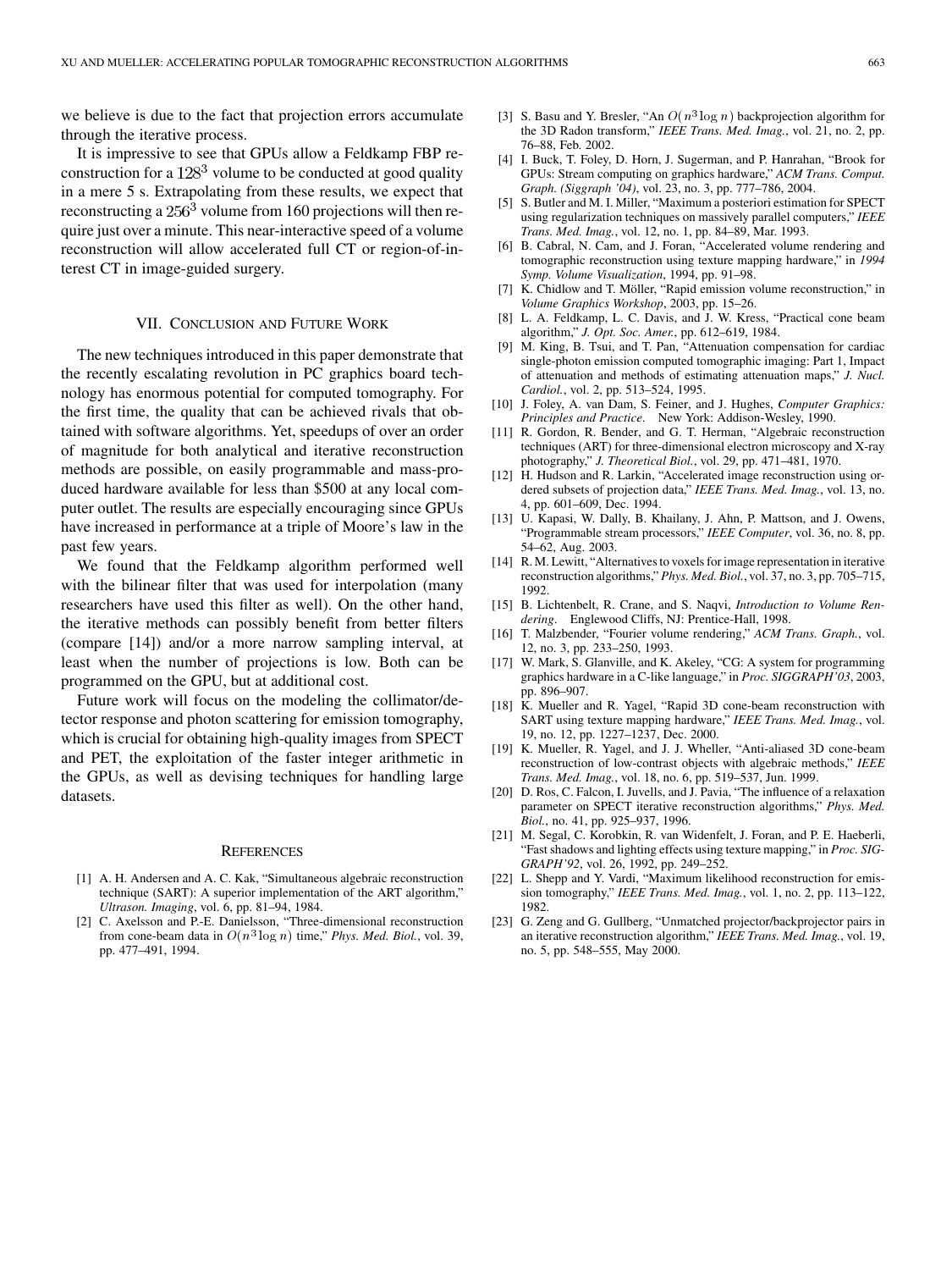we believe is due to the fact that projection errors accumulate through the iterative process.

It is impressive to see that GPUs allow a Feldkamp FBP reconstruction for a $128^3$ volume to be conducted at good quality in a mere 5 s. Extrapolating from these results, we expect that reconstructing a $256^3$ volume from 160 projections will then require just over a minute. This near-interactive speed of a volume reconstruction will allow accelerated full CT or region-of-interest CT in image-guided surgery.

## VII. Conclusion and Future Work

The new techniques introduced in this paper demonstrate that the recently escalating revolution in PC graphics board technology has enormous potential for computed tomography. For the first time, the quality that can be achieved rivals that obtained with software algorithms. Yet, speedups of over an order of magnitude for both analytical and iterative reconstruction methods are possible, on easily programmable and mass-produced hardware available for less than \$500 at any local computer outlet. The results are especially encouraging since GPUs have increased in performance at a triple of Moore's law in the past few years.

We found that the Feldkamp algorithm performed well with the bilinear filter that was used for interpolation (many researchers have used this filter as well). On the other hand, the iterative methods can possibly benefit from better filters (compare [14]) and/or a more narrow sampling interval, at least when the number of projections is low. Both can be programmed on the GPU, but at additional cost.

Future work will focus on the modeling the collimator/detector response and photon scattering for emission tomography, which is crucial for obtaining high-quality images from SPECT and PET, the exploitation of the faster integer arithmetic in the GPUs, as well as devising techniques for handling large datasets.

## References

[1] A. H. Andersen and A. C. Kak, "Simultaneous algebraic reconstruction technique (SART): A superior implementation of the ART algorithm," *Ultrason. Imaging*, vol. 6, pp. 81–94, 1984.

[2] C. Axelsson and P.-E. Danielsson, "Three-dimensional reconstruction from cone-beam data in $O(n^3 \log n)$ time," *Phys. Med. Biol.*, vol. 39, pp. 477–491, 1994.

[3] S. Basu and Y. Bresler, "An $O(n^3 \log n)$ backprojection algorithm for the 3D Radon transform," *IEEE Trans. Med. Imag.*, vol. 21, no. 2, pp. 76–88, Feb. 2002.

[4] I. Buck, T. Foley, D. Horn, J. Sugerman, and P. Hanrahan, "Brook for GPUs: Stream computing on graphics hardware," *ACM Trans. Comput. Graph. (Siggraph '04)*, vol. 23, no. 3, pp. 777–786, 2004.

[5] S. Butler and M. I. Miller, "Maximum a posteriori estimation for SPECT using regularization techniques on massively parallel computers," *IEEE Trans. Med. Imag.*, vol. 12, no. 1, pp. 84–89, Mar. 1993.

[6] B. Cabral, N. Cam, and J. Foran, "Accelerated volume rendering and tomographic reconstruction using texture mapping hardware," in *1994 Symp. Volume Visualization*, 1994, pp. 91–98.

[7] K. Chidlow and T. Möller, "Rapid emission volume reconstruction," in *Volume Graphics Workshop*, 2003, pp. 15–26.

[8] L. A. Feldkamp, L. C. Davis, and J. W. Kress, "Practical cone beam algorithm," *J. Opt. Soc. Amer.*, pp. 612–619, 1984.

[9] M. King, B. Tsui, and T. Pan, "Attenuation compensation for cardiac single-photon emission computed tomographic imaging: Part 1, Impact of attenuation and methods of estimating attenuation maps," *J. Nucl. Cardiol.*, vol. 2, pp. 513–524, 1995.

[10] J. Foley, A. van Dam, S. Feiner, and J. Hughes, *Computer Graphics: Principles and Practice*. New York: Addison-Wesley, 1990.

[11] R. Gordon, R. Bender, and G. T. Herman, "Algebraic reconstruction techniques (ART) for three-dimensional electron microscopy and X-ray photography," *J. Theoretical Biol.*, vol. 29, pp. 471–481, 1970.

[12] H. Hudson and R. Larkin, "Accelerated image reconstruction using ordered subsets of projection data," *IEEE Trans. Med. Imag.*, vol. 13, no. 4, pp. 601–609, Dec. 1994.

[13] U. Kapasi, W. Dally, B. Khailany, J. Ahn, P. Mattson, and J. Owens, "Programmable stream processors," *IEEE Computer*, vol. 36, no. 8, pp. 54–62, Aug. 2003.

[14] R. M. Lewitt, "Alternatives to voxels for image representation in iterative reconstruction algorithms," *Phys. Med. Biol.*, vol. 37, no. 3, pp. 705–715, 1992.

[15] B. Lichtenbelt, R. Crane, and S. Naqvi, *Introduction to Volume Rendering*. Englewood Cliffs, NJ: Prentice-Hall, 1998.

[16] T. Malzbender, "Fourier volume rendering," *ACM Trans. Graph.*, vol. 12, no. 3, pp. 233–250, 1993.

[17] W. Mark, S. Glanville, and K. Akeley, "CG: A system for programming graphics hardware in a C-like language," in *Proc. SIGGRAPH'03*, 2003, pp. 896–907.

[18] K. Mueller and R. Yagel, "Rapid 3D cone-beam reconstruction with SART using texture mapping hardware," *IEEE Trans. Med. Imag.*, vol. 19, no. 12, pp. 1227–1237, Dec. 2000.

[19] K. Mueller, R. Yagel, and J. J. Wheller, "Anti-aliased 3D cone-beam reconstruction of low-contrast objects with algebraic methods," *IEEE Trans. Med. Imag.*, vol. 18, no. 6, pp. 519–537, Jun. 1999.

[20] D. Ros, C. Falcon, I. Juvells, and J. Pavia, "The influence of a relaxation parameter on SPECT iterative reconstruction algorithms," *Phys. Med. Biol.*, no. 41, pp. 925–937, 1996.

[21] M. Segal, C. Korobkin, R. van Widenfelt, J. Foran, and P. E. Haeberli, "Fast shadows and lighting effects using texture mapping," in *Proc. SIGGRAPH'92*, vol. 26, 1992, pp. 249–252.

[22] L. Shepp and Y. Vardi, "Maximum likelihood reconstruction for emission tomography," *IEEE Trans. Med. Imag.*, vol. 1, no. 2, pp. 113–122, 1982.

[23] G. Zeng and G. Gullberg, "Unmatched projector/backprojector pairs in an iterative reconstruction algorithm," *IEEE Trans. Med. Imag.*, vol. 19, no. 5, pp. 548–555, May 2000.